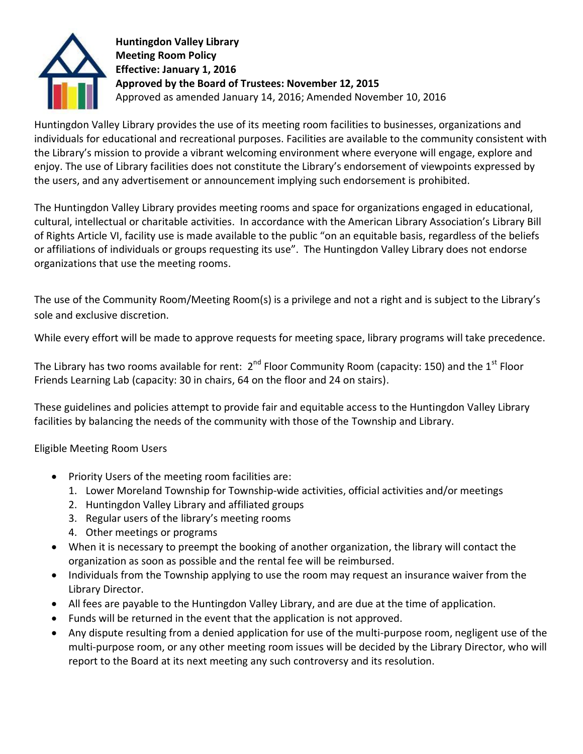**Huntingdon Valley Library**
**Meeting Room Policy**
**Effective: January 1, 2016**
**Approved by the Board of Trustees: November 12, 2015**
Approved as amended January 14, 2016; Amended November 10, 2016

Huntingdon Valley Library provides the use of its meeting room facilities to businesses, organizations and individuals for educational and recreational purposes. Facilities are available to the community consistent with the Library's mission to provide a vibrant welcoming environment where everyone will engage, explore and enjoy. The use of Library facilities does not constitute the Library's endorsement of viewpoints expressed by the users, and any advertisement or announcement implying such endorsement is prohibited.

The Huntingdon Valley Library provides meeting rooms and space for organizations engaged in educational, cultural, intellectual or charitable activities. In accordance with the American Library Association's Library Bill of Rights Article VI, facility use is made available to the public "on an equitable basis, regardless of the beliefs or affiliations of individuals or groups requesting its use". The Huntingdon Valley Library does not endorse organizations that use the meeting rooms.

The use of the Community Room/Meeting Room(s) is a privilege and not a right and is subject to the Library's sole and exclusive discretion.

While every effort will be made to approve requests for meeting space, library programs will take precedence.

The Library has two rooms available for rent: 2nd Floor Community Room (capacity: 150) and the 1st Floor Friends Learning Lab (capacity: 30 in chairs, 64 on the floor and 24 on stairs).

These guidelines and policies attempt to provide fair and equitable access to the Huntingdon Valley Library facilities by balancing the needs of the community with those of the Township and Library.

Eligible Meeting Room Users

- Priority Users of the meeting room facilities are:
  1. Lower Moreland Township for Township-wide activities, official activities and/or meetings
  2. Huntingdon Valley Library and affiliated groups
  3. Regular users of the library's meeting rooms
  4. Other meetings or programs
- When it is necessary to preempt the booking of another organization, the library will contact the organization as soon as possible and the rental fee will be reimbursed.
- Individuals from the Township applying to use the room may request an insurance waiver from the Library Director.
- All fees are payable to the Huntingdon Valley Library, and are due at the time of application.
- Funds will be returned in the event that the application is not approved.
- Any dispute resulting from a denied application for use of the multi-purpose room, negligent use of the multi-purpose room, or any other meeting room issues will be decided by the Library Director, who will report to the Board at its next meeting any such controversy and its resolution.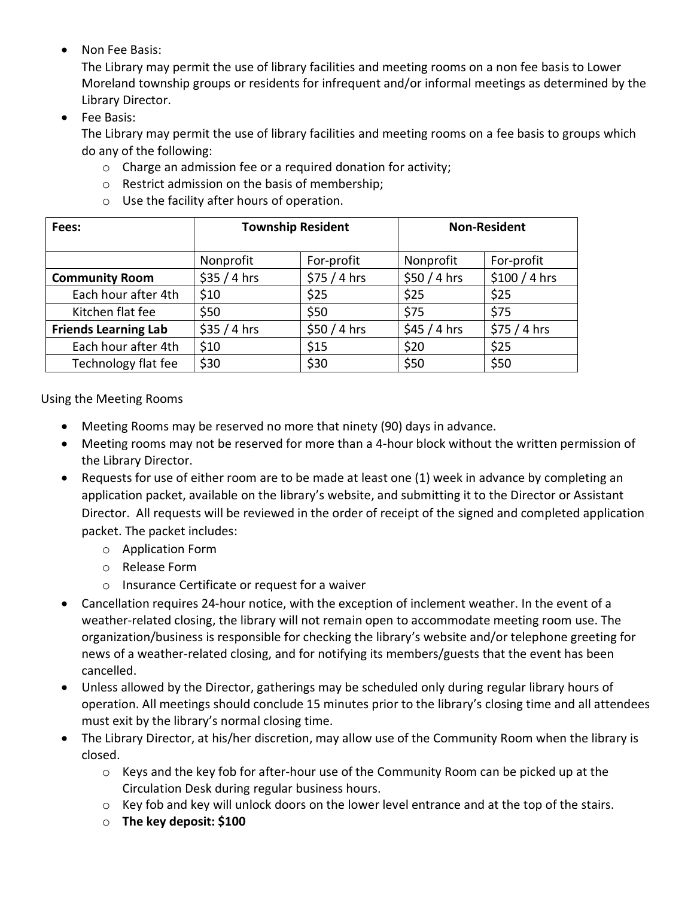- Non Fee Basis:
  The Library may permit the use of library facilities and meeting rooms on a non fee basis to Lower Moreland township groups or residents for infrequent and/or informal meetings as determined by the Library Director.
- Fee Basis:
  The Library may permit the use of library facilities and meeting rooms on a fee basis to groups which do any of the following:
  - Charge an admission fee or a required donation for activity;
  - Restrict admission on the basis of membership;
  - Use the facility after hours of operation.

| Fees: | Township Resident | | Non-Resident | |
|---|---|---|---|---|
| | Nonprofit | For-profit | Nonprofit | For-profit |
| **Community Room** | $35 / 4 hrs | $75 / 4 hrs | $50 / 4 hrs | $100 / 4 hrs |
| Each hour after 4th | $10 | $25 | $25 | $25 |
| Kitchen flat fee | $50 | $50 | $75 | $75 |
| **Friends Learning Lab** | $35 / 4 hrs | $50 / 4 hrs | $45 / 4 hrs | $75 / 4 hrs |
| Each hour after 4th | $10 | $15 | $20 | $25 |
| Technology flat fee | $30 | $30 | $50 | $50 |

Using the Meeting Rooms

- Meeting Rooms may be reserved no more that ninety (90) days in advance.
- Meeting rooms may not be reserved for more than a 4-hour block without the written permission of the Library Director.
- Requests for use of either room are to be made at least one (1) week in advance by completing an application packet, available on the library's website, and submitting it to the Director or Assistant Director. All requests will be reviewed in the order of receipt of the signed and completed application packet. The packet includes:
  - Application Form
  - Release Form
  - Insurance Certificate or request for a waiver
- Cancellation requires 24-hour notice, with the exception of inclement weather. In the event of a weather-related closing, the library will not remain open to accommodate meeting room use. The organization/business is responsible for checking the library's website and/or telephone greeting for news of a weather-related closing, and for notifying its members/guests that the event has been cancelled.
- Unless allowed by the Director, gatherings may be scheduled only during regular library hours of operation. All meetings should conclude 15 minutes prior to the library's closing time and all attendees must exit by the library's normal closing time.
- The Library Director, at his/her discretion, may allow use of the Community Room when the library is closed.
  - Keys and the key fob for after-hour use of the Community Room can be picked up at the Circulation Desk during regular business hours.
  - Key fob and key will unlock doors on the lower level entrance and at the top of the stairs.
  - **The key deposit: $100**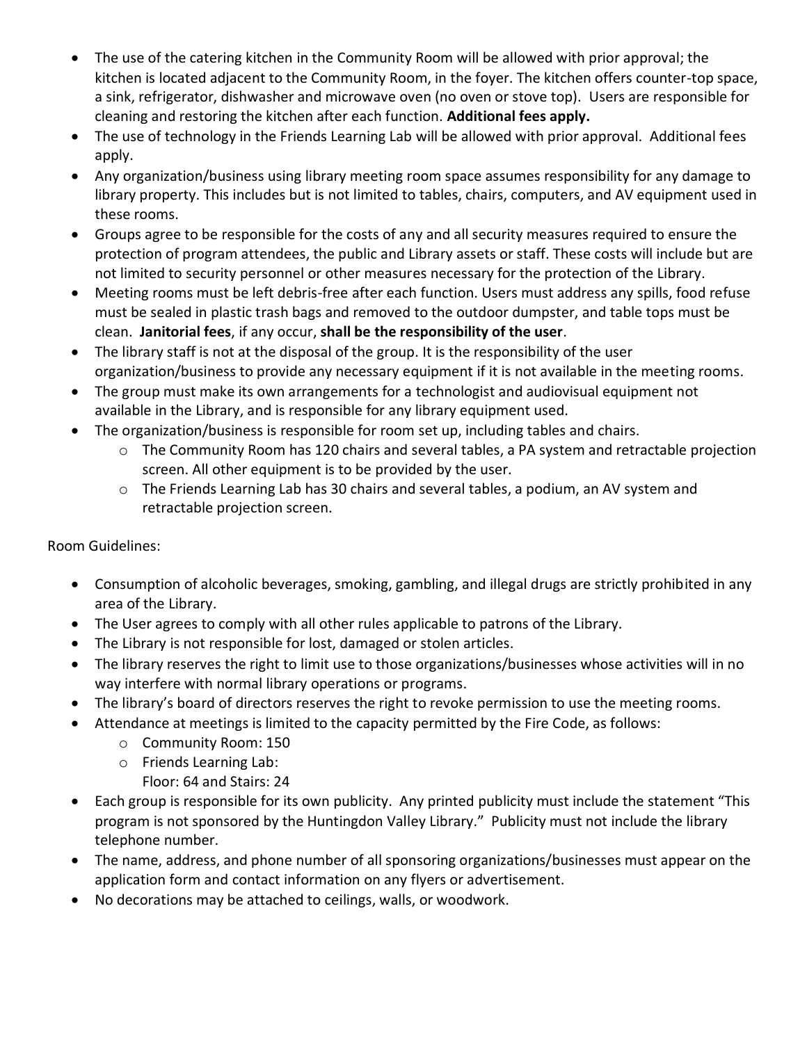- The use of the catering kitchen in the Community Room will be allowed with prior approval; the kitchen is located adjacent to the Community Room, in the foyer. The kitchen offers counter-top space, a sink, refrigerator, dishwasher and microwave oven (no oven or stove top). Users are responsible for cleaning and restoring the kitchen after each function. **Additional fees apply.**
- The use of technology in the Friends Learning Lab will be allowed with prior approval. Additional fees apply.
- Any organization/business using library meeting room space assumes responsibility for any damage to library property. This includes but is not limited to tables, chairs, computers, and AV equipment used in these rooms.
- Groups agree to be responsible for the costs of any and all security measures required to ensure the protection of program attendees, the public and Library assets or staff. These costs will include but are not limited to security personnel or other measures necessary for the protection of the Library.
- Meeting rooms must be left debris-free after each function. Users must address any spills, food refuse must be sealed in plastic trash bags and removed to the outdoor dumpster, and table tops must be clean. **Janitorial fees**, if any occur, **shall be the responsibility of the user**.
- The library staff is not at the disposal of the group. It is the responsibility of the user organization/business to provide any necessary equipment if it is not available in the meeting rooms.
- The group must make its own arrangements for a technologist and audiovisual equipment not available in the Library, and is responsible for any library equipment used.
- The organization/business is responsible for room set up, including tables and chairs.
  - The Community Room has 120 chairs and several tables, a PA system and retractable projection screen. All other equipment is to be provided by the user.
  - The Friends Learning Lab has 30 chairs and several tables, a podium, an AV system and retractable projection screen.

Room Guidelines:

- Consumption of alcoholic beverages, smoking, gambling, and illegal drugs are strictly prohibited in any area of the Library.
- The User agrees to comply with all other rules applicable to patrons of the Library.
- The Library is not responsible for lost, damaged or stolen articles.
- The library reserves the right to limit use to those organizations/businesses whose activities will in no way interfere with normal library operations or programs.
- The library's board of directors reserves the right to revoke permission to use the meeting rooms.
- Attendance at meetings is limited to the capacity permitted by the Fire Code, as follows:
  - Community Room: 150
  - Friends Learning Lab:
    Floor: 64 and Stairs: 24
- Each group is responsible for its own publicity. Any printed publicity must include the statement "This program is not sponsored by the Huntingdon Valley Library." Publicity must not include the library telephone number.
- The name, address, and phone number of all sponsoring organizations/businesses must appear on the application form and contact information on any flyers or advertisement.
- No decorations may be attached to ceilings, walls, or woodwork.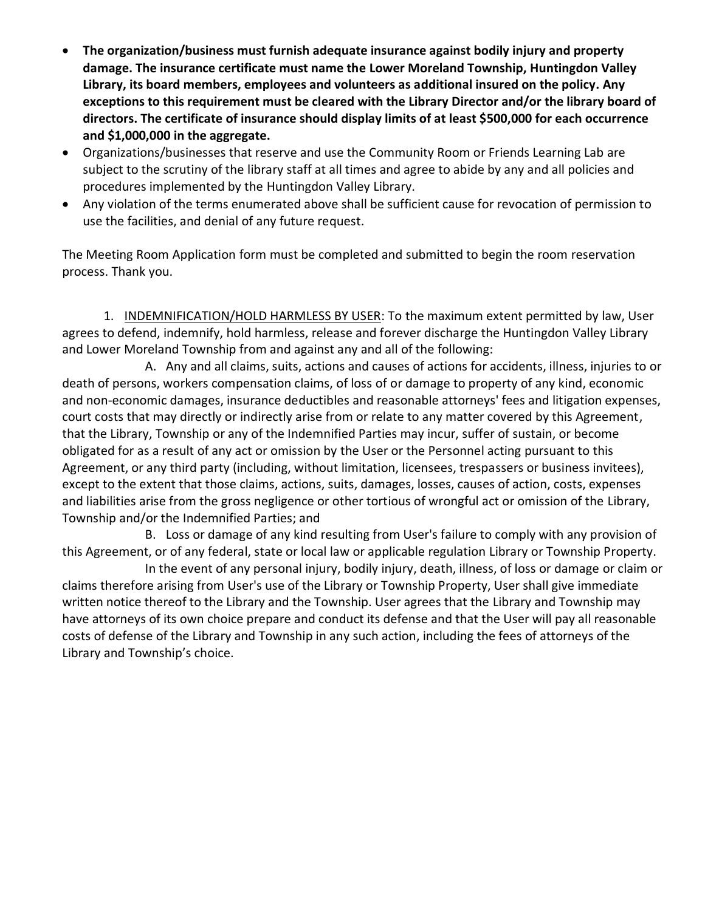- **The organization/business must furnish adequate insurance against bodily injury and property damage. The insurance certificate must name the Lower Moreland Township, Huntingdon Valley Library, its board members, employees and volunteers as additional insured on the policy. Any exceptions to this requirement must be cleared with the Library Director and/or the library board of directors. The certificate of insurance should display limits of at least $500,000 for each occurrence and $1,000,000 in the aggregate.**
- Organizations/businesses that reserve and use the Community Room or Friends Learning Lab are subject to the scrutiny of the library staff at all times and agree to abide by any and all policies and procedures implemented by the Huntingdon Valley Library.
- Any violation of the terms enumerated above shall be sufficient cause for revocation of permission to use the facilities, and denial of any future request.

The Meeting Room Application form must be completed and submitted to begin the room reservation process. Thank you.

1. <u>INDEMNIFICATION/HOLD HARMLESS BY USER</u>: To the maximum extent permitted by law, User agrees to defend, indemnify, hold harmless, release and forever discharge the Huntingdon Valley Library and Lower Moreland Township from and against any and all of the following:

   A. Any and all claims, suits, actions and causes of actions for accidents, illness, injuries to or death of persons, workers compensation claims, of loss of or damage to property of any kind, economic and non-economic damages, insurance deductibles and reasonable attorneys' fees and litigation expenses, court costs that may directly or indirectly arise from or relate to any matter covered by this Agreement, that the Library, Township or any of the Indemnified Parties may incur, suffer of sustain, or become obligated for as a result of any act or omission by the User or the Personnel acting pursuant to this Agreement, or any third party (including, without limitation, licensees, trespassers or business invitees), except to the extent that those claims, actions, suits, damages, losses, causes of action, costs, expenses and liabilities arise from the gross negligence or other tortious of wrongful act or omission of the Library, Township and/or the Indemnified Parties; and

   B. Loss or damage of any kind resulting from User's failure to comply with any provision of this Agreement, or of any federal, state or local law or applicable regulation Library or Township Property.

   In the event of any personal injury, bodily injury, death, illness, of loss or damage or claim or claims therefore arising from User's use of the Library or Township Property, User shall give immediate written notice thereof to the Library and the Township. User agrees that the Library and Township may have attorneys of its own choice prepare and conduct its defense and that the User will pay all reasonable costs of defense of the Library and Township in any such action, including the fees of attorneys of the Library and Township's choice.